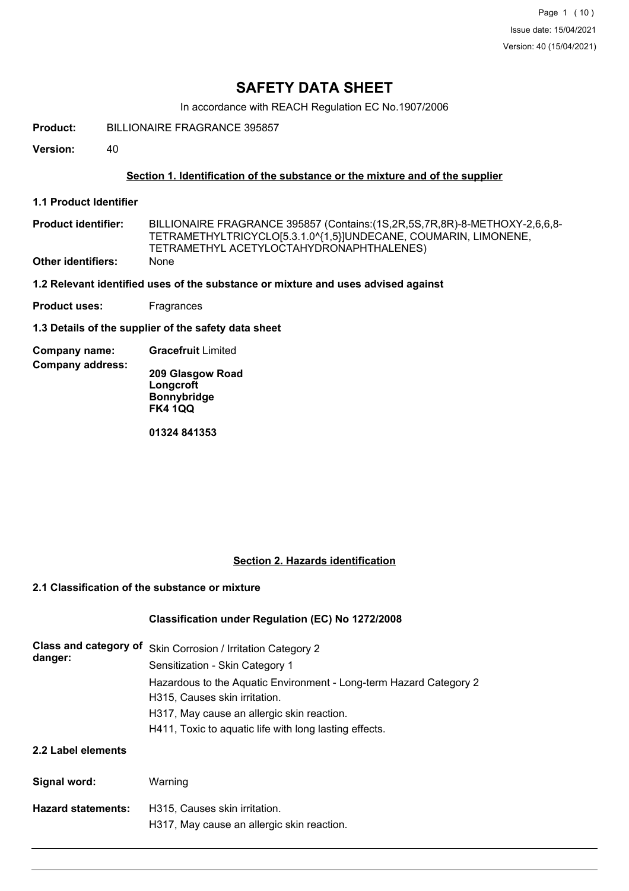# SAFETY DATA SHEET

In accordance with REACH Regulation EC No.1907/2006

**Product:** BILLIONAIRE FRAGRANCE 395857

**Version:** 40

## Section 1. Identification of the substance or the mixture and of the supplier

### 1.1 Product Identifier

**Product identifier:** BILLIONAIRE FRAGRANCE 395857 (Contains:(1S,2R,5S,7R,8R)-8-METHOXY-2,6,6,8-TETRAMETHYLTRICYCLO[5.3.1.0^{1,5}]UNDECANE, COUMARIN, LIMONENE, TETRAMETHYL ACETYLOCTAHYDRONAPHTHALENES)

**Other identifiers:** None

### 1.2 Relevant identified uses of the substance or mixture and uses advised against

**Product uses:** Fragrances

### 1.3 Details of the supplier of the safety data sheet

**Company name:** **Gracefruit** Limited

**Company address:**

**209 Glasgow Road**
**Longcroft**
**Bonnybridge**
**FK4 1QQ**

**01324 841353**

## Section 2. Hazards identification

### 2.1 Classification of the substance or mixture

**Classification under Regulation (EC) No 1272/2008**

**Class and category of danger:**

Skin Corrosion / Irritation Category 2
Sensitization - Skin Category 1
Hazardous to the Aquatic Environment - Long-term Hazard Category 2
H315, Causes skin irritation.
H317, May cause an allergic skin reaction.
H411, Toxic to aquatic life with long lasting effects.

### 2.2 Label elements

**Signal word:** Warning

**Hazard statements:**

H315, Causes skin irritation.
H317, May cause an allergic skin reaction.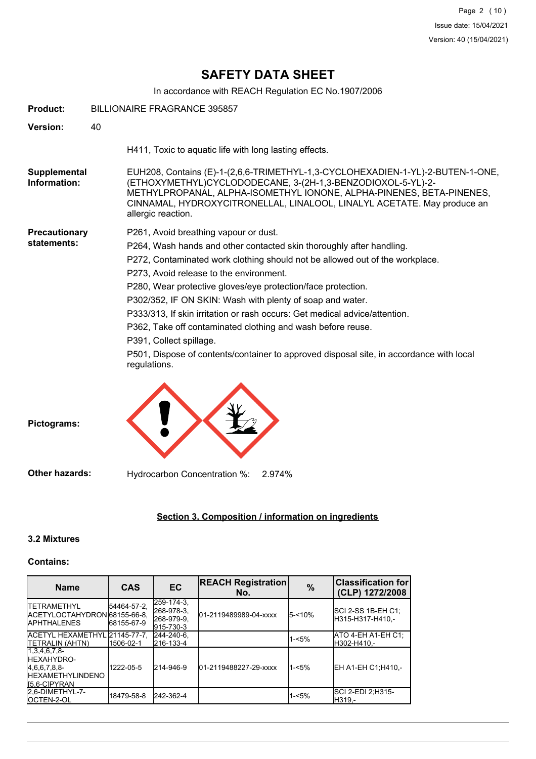# SAFETY DATA SHEET

In accordance with REACH Regulation EC No.1907/2006

**Product:** BILLIONAIRE FRAGRANCE 395857

**Version:** 40

H411, Toxic to aquatic life with long lasting effects.

**Supplemental Information:** EUH208, Contains (E)-1-(2,6,6-TRIMETHYL-1,3-CYCLOHEXADIEN-1-YL)-2-BUTEN-1-ONE, (ETHOXYMETHYL)CYCLODODECANE, 3-(2H-1,3-BENZODIOXOL-5-YL)-2-METHYLPROPANAL, ALPHA-ISOMETHYL IONONE, ALPHA-PINENES, BETA-PINENES, CINNAMAL, HYDROXYCITRONELLAL, LINALOOL, LINALYL ACETATE. May produce an allergic reaction.

**Precautionary statements:**

P261, Avoid breathing vapour or dust.

P264, Wash hands and other contacted skin thoroughly after handling.

P272, Contaminated work clothing should not be allowed out of the workplace.

P273, Avoid release to the environment.

P280, Wear protective gloves/eye protection/face protection.

P302/352, IF ON SKIN: Wash with plenty of soap and water.

P333/313, If skin irritation or rash occurs: Get medical advice/attention.

P362, Take off contaminated clothing and wash before reuse.

P391, Collect spillage.

P501, Dispose of contents/container to approved disposal site, in accordance with local regulations.

**Pictograms:**

**Other hazards:** Hydrocarbon Concentration %: 2.974%

## Section 3. Composition / information on ingredients

### 3.2 Mixtures

### Contains:

| Name | CAS | EC | REACH Registration No. | % | Classification for (CLP) 1272/2008 |
|---|---|---|---|---|---|
| TETRAMETHYL ACETYLOCTAHYDRONAPHTHALENES | 54464-57-2, 68155-66-8, 68155-67-9 | 259-174-3, 268-978-3, 268-979-9, 915-730-3 | 01-2119489989-04-xxxx | 5-<10% | SCI 2-SS 1B-EH C1;H315-H317-H410,- |
| ACETYL HEXAMETHYL TETRALIN (AHTN) | 21145-77-7, 1506-02-1 | 244-240-6, 216-133-4 | | 1-<5% | ATO 4-EH A1-EH C1;H302-H410,- |
| 1,3,4,6,7,8-HEXAHYDRO-4,6,6,7,8,8-HEXAMETHYLINDENO[5,6-C]PYRAN | 1222-05-5 | 214-946-9 | 01-2119488227-29-xxxx | 1-<5% | EH A1-EH C1;H410,- |
| 2,6-DIMETHYL-7-OCTEN-2-OL | 18479-58-8 | 242-362-4 | | 1-<5% | SCI 2-EDI 2;H315-H319,- |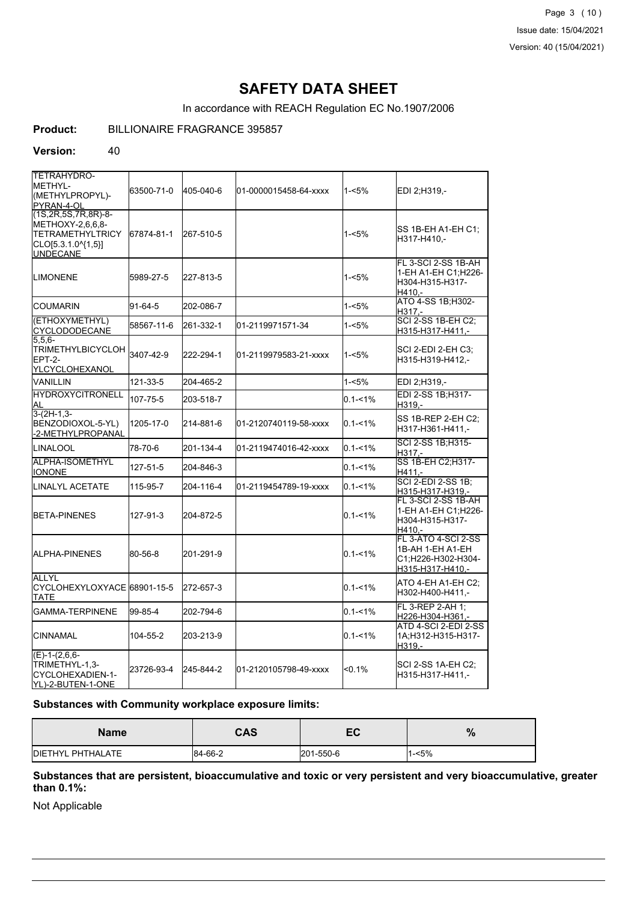# SAFETY DATA SHEET

In accordance with REACH Regulation EC No.1907/2006

**Product:** BILLIONAIRE FRAGRANCE 395857

**Version:** 40

| | | | | | |
|---|---|---|---|---|---|
| TETRAHYDRO-METHYL-(METHYLPROPYL)-PYRAN-4-OL | 63500-71-0 | 405-040-6 | 01-0000015458-64-xxxx | 1-<5% | EDI 2;H319,- |
| (1S,2R,5S,7R,8R)-8-METHOXY-2,6,6,8-TETRAMETHYLTRICYCLO[5.3.1.0^{1,5}]UNDECANE | 67874-81-1 | 267-510-5 | | 1-<5% | SS 1B-EH A1-EH C1;H317-H410,- |
| LIMONENE | 5989-27-5 | 227-813-5 | | 1-<5% | FL 3-SCI 2-SS 1B-AH 1-EH A1-EH C1;H226-H304-H315-H317-H410,- |
| COUMARIN | 91-64-5 | 202-086-7 | | 1-<5% | ATO 4-SS 1B;H302-H317,- |
| (ETHOXYMETHYL) CYCLODODECANE | 58567-11-6 | 261-332-1 | 01-2119971571-34 | 1-<5% | SCI 2-SS 1B-EH C2;H315-H317-H411,- |
| 5,5,6-TRIMETHYLBICYCLOHEPT-2-YLCYCLOHEXANOL | 3407-42-9 | 222-294-1 | 01-2119979583-21-xxxx | 1-<5% | SCI 2-EDI 2-EH C3;H315-H319-H412,- |
| VANILLIN | 121-33-5 | 204-465-2 | | 1-<5% | EDI 2;H319,- |
| HYDROXYCITRONELLAL | 107-75-5 | 203-518-7 | | 0.1-<1% | EDI 2-SS 1B;H317-H319,- |
| 3-(2H-1,3-BENZODIOXOL-5-YL)-2-METHYLPROPANAL | 1205-17-0 | 214-881-6 | 01-2120740119-58-xxxx | 0.1-<1% | SS 1B-REP 2-EH C2;H317-H361-H411,- |
| LINALOOL | 78-70-6 | 201-134-4 | 01-2119474016-42-xxxx | 0.1-<1% | SCI 2-SS 1B;H315-H317,- |
| ALPHA-ISOMETHYL IONONE | 127-51-5 | 204-846-3 | | 0.1-<1% | SS 1B-EH C2;H317-H411,- |
| LINALYL ACETATE | 115-95-7 | 204-116-4 | 01-2119454789-19-xxxx | 0.1-<1% | SCI 2-EDI 2-SS 1B;H315-H317-H319,- |
| BETA-PINENES | 127-91-3 | 204-872-5 | | 0.1-<1% | FL 3-SCI 2-SS 1B-AH 1-EH A1-EH C1;H226-H304-H315-H317-H410,- |
| ALPHA-PINENES | 80-56-8 | 201-291-9 | | 0.1-<1% | FL 3-ATO 4-SCI 2-SS 1B-AH 1-EH A1-EH C1;H226-H302-H304-H315-H317-H410,- |
| ALLYL CYCLOHEXYLOXYACETATE | 68901-15-5 | 272-657-3 | | 0.1-<1% | ATO 4-EH A1-EH C2;H302-H400-H411,- |
| GAMMA-TERPINENE | 99-85-4 | 202-794-6 | | 0.1-<1% | FL 3-REP 2-AH 1;H226-H304-H361,- |
| CINNAMAL | 104-55-2 | 203-213-9 | | 0.1-<1% | ATD 4-SCI 2-EDI 2-SS 1A;H312-H315-H317-H319,- |
| (E)-1-(2,6,6-TRIMETHYL-1,3-CYCLOHEXADIEN-1-YL)-2-BUTEN-1-ONE | 23726-93-4 | 245-844-2 | 01-2120105798-49-xxxx | <0.1% | SCI 2-SS 1A-EH C2;H315-H317-H411,- |

**Substances with Community workplace exposure limits:**

| Name | CAS | EC | % |
|---|---|---|---|
| DIETHYL PHTHALATE | 84-66-2 | 201-550-6 | 1-<5% |

**Substances that are persistent, bioaccumulative and toxic or very persistent and very bioaccumulative, greater than 0.1%:**

Not Applicable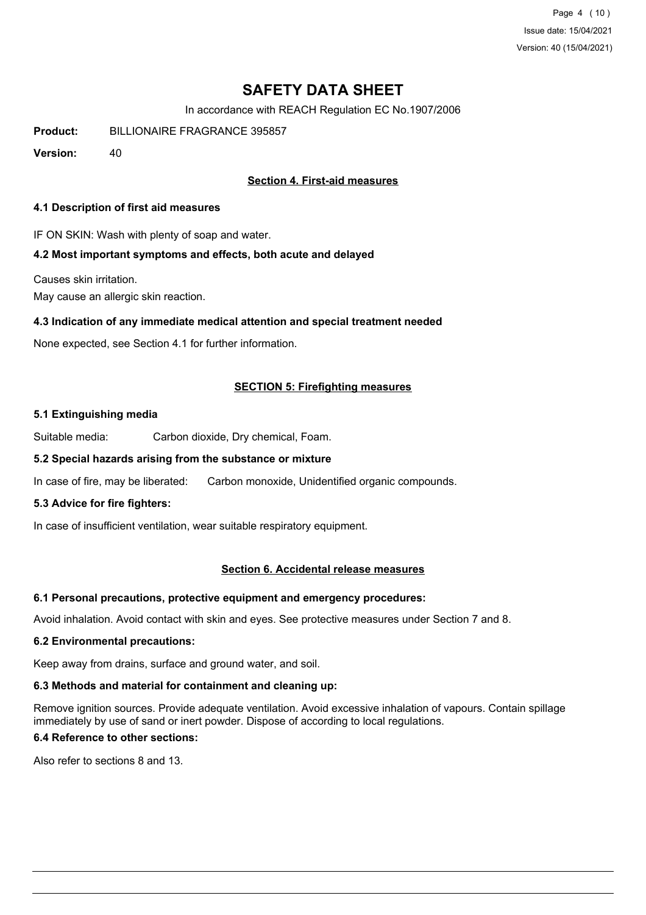# SAFETY DATA SHEET

In accordance with REACH Regulation EC No.1907/2006

**Product:** BILLIONAIRE FRAGRANCE 395857

**Version:** 40

## Section 4. First-aid measures

### 4.1 Description of first aid measures

IF ON SKIN: Wash with plenty of soap and water.

### 4.2 Most important symptoms and effects, both acute and delayed

Causes skin irritation.
May cause an allergic skin reaction.

### 4.3 Indication of any immediate medical attention and special treatment needed

None expected, see Section 4.1 for further information.

## SECTION 5: Firefighting measures

### 5.1 Extinguishing media

Suitable media: Carbon dioxide, Dry chemical, Foam.

### 5.2 Special hazards arising from the substance or mixture

In case of fire, may be liberated: Carbon monoxide, Unidentified organic compounds.

### 5.3 Advice for fire fighters:

In case of insufficient ventilation, wear suitable respiratory equipment.

## Section 6. Accidental release measures

### 6.1 Personal precautions, protective equipment and emergency procedures:

Avoid inhalation. Avoid contact with skin and eyes. See protective measures under Section 7 and 8.

### 6.2 Environmental precautions:

Keep away from drains, surface and ground water, and soil.

### 6.3 Methods and material for containment and cleaning up:

Remove ignition sources. Provide adequate ventilation. Avoid excessive inhalation of vapours. Contain spillage immediately by use of sand or inert powder. Dispose of according to local regulations.

### 6.4 Reference to other sections:

Also refer to sections 8 and 13.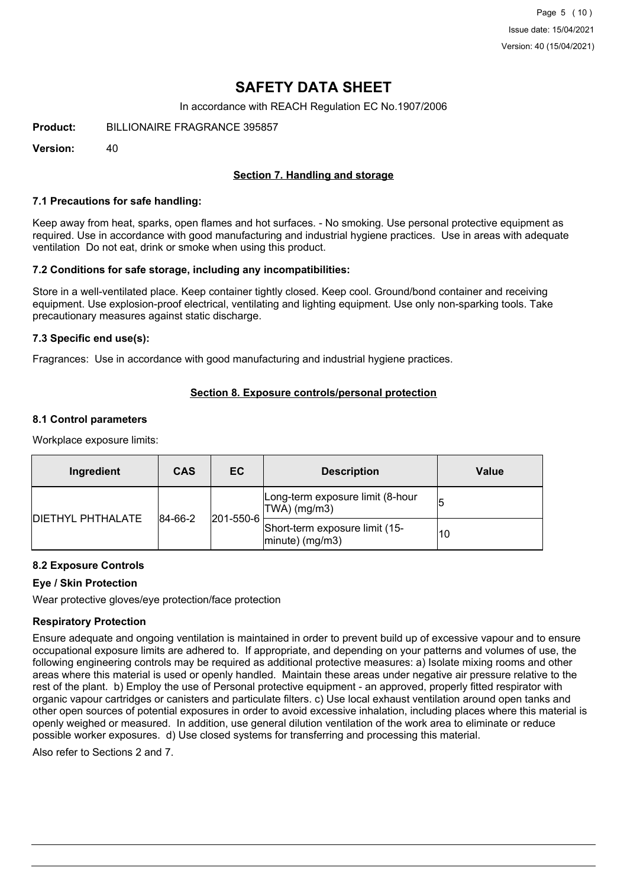# SAFETY DATA SHEET

In accordance with REACH Regulation EC No.1907/2006

**Product:** BILLIONAIRE FRAGRANCE 395857

**Version:** 40

## Section 7. Handling and storage

### 7.1 Precautions for safe handling:

Keep away from heat, sparks, open flames and hot surfaces. - No smoking. Use personal protective equipment as required. Use in accordance with good manufacturing and industrial hygiene practices. Use in areas with adequate ventilation Do not eat, drink or smoke when using this product.

### 7.2 Conditions for safe storage, including any incompatibilities:

Store in a well-ventilated place. Keep container tightly closed. Keep cool. Ground/bond container and receiving equipment. Use explosion-proof electrical, ventilating and lighting equipment. Use only non-sparking tools. Take precautionary measures against static discharge.

### 7.3 Specific end use(s):

Fragrances: Use in accordance with good manufacturing and industrial hygiene practices.

## Section 8. Exposure controls/personal protection

### 8.1 Control parameters

Workplace exposure limits:

| Ingredient | CAS | EC | Description | Value |
|---|---|---|---|---|
| DIETHYL PHTHALATE | 84-66-2 | 201-550-6 | Long-term exposure limit (8-hour TWA) (mg/m3) | 5 |
| | | | Short-term exposure limit (15-minute) (mg/m3) | 10 |

### 8.2 Exposure Controls

#### Eye / Skin Protection

Wear protective gloves/eye protection/face protection

#### Respiratory Protection

Ensure adequate and ongoing ventilation is maintained in order to prevent build up of excessive vapour and to ensure occupational exposure limits are adhered to. If appropriate, and depending on your patterns and volumes of use, the following engineering controls may be required as additional protective measures: a) Isolate mixing rooms and other areas where this material is used or openly handled. Maintain these areas under negative air pressure relative to the rest of the plant. b) Employ the use of Personal protective equipment - an approved, properly fitted respirator with organic vapour cartridges or canisters and particulate filters. c) Use local exhaust ventilation around open tanks and other open sources of potential exposures in order to avoid excessive inhalation, including places where this material is openly weighed or measured. In addition, use general dilution ventilation of the work area to eliminate or reduce possible worker exposures. d) Use closed systems for transferring and processing this material.

Also refer to Sections 2 and 7.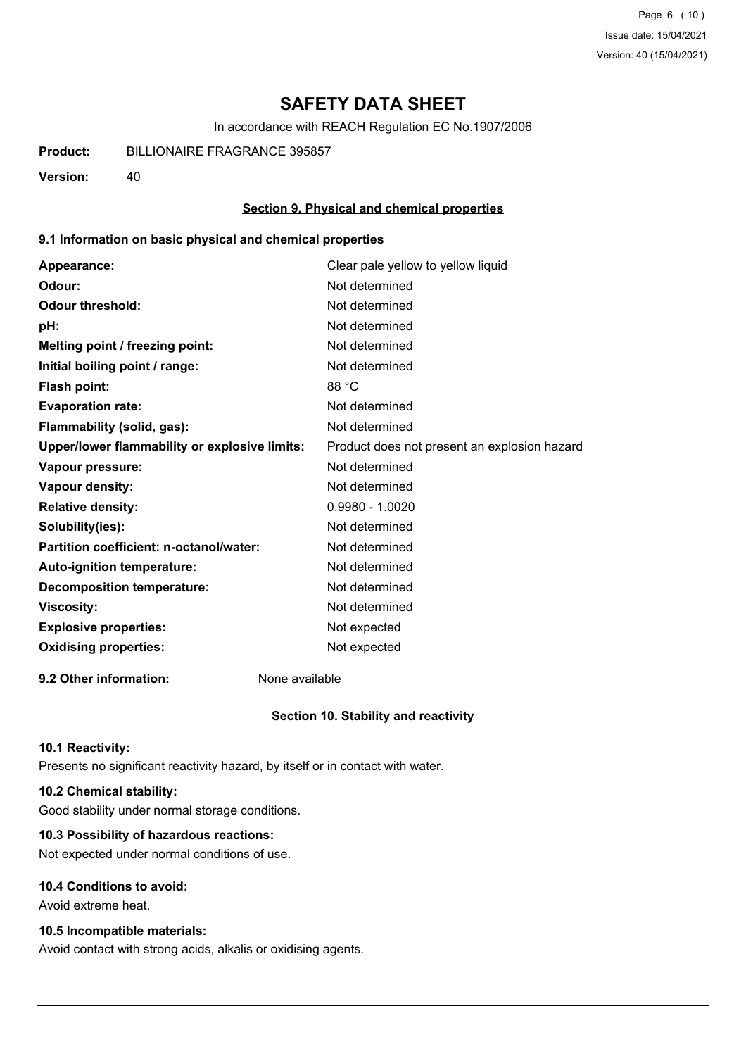# SAFETY DATA SHEET

In accordance with REACH Regulation EC No.1907/2006

**Product:** BILLIONAIRE FRAGRANCE 395857

**Version:** 40

## Section 9. Physical and chemical properties

### 9.1 Information on basic physical and chemical properties

| | |
|---|---|
| **Appearance:** | Clear pale yellow to yellow liquid |
| **Odour:** | Not determined |
| **Odour threshold:** | Not determined |
| **pH:** | Not determined |
| **Melting point / freezing point:** | Not determined |
| **Initial boiling point / range:** | Not determined |
| **Flash point:** | 88 °C |
| **Evaporation rate:** | Not determined |
| **Flammability (solid, gas):** | Not determined |
| **Upper/lower flammability or explosive limits:** | Product does not present an explosion hazard |
| **Vapour pressure:** | Not determined |
| **Vapour density:** | Not determined |
| **Relative density:** | 0.9980 - 1.0020 |
| **Solubility(ies):** | Not determined |
| **Partition coefficient: n-octanol/water:** | Not determined |
| **Auto-ignition temperature:** | Not determined |
| **Decomposition temperature:** | Not determined |
| **Viscosity:** | Not determined |
| **Explosive properties:** | Not expected |
| **Oxidising properties:** | Not expected |

**9.2 Other information:** None available

## Section 10. Stability and reactivity

### 10.1 Reactivity:

Presents no significant reactivity hazard, by itself or in contact with water.

### 10.2 Chemical stability:

Good stability under normal storage conditions.

### 10.3 Possibility of hazardous reactions:

Not expected under normal conditions of use.

### 10.4 Conditions to avoid:

Avoid extreme heat.

### 10.5 Incompatible materials:

Avoid contact with strong acids, alkalis or oxidising agents.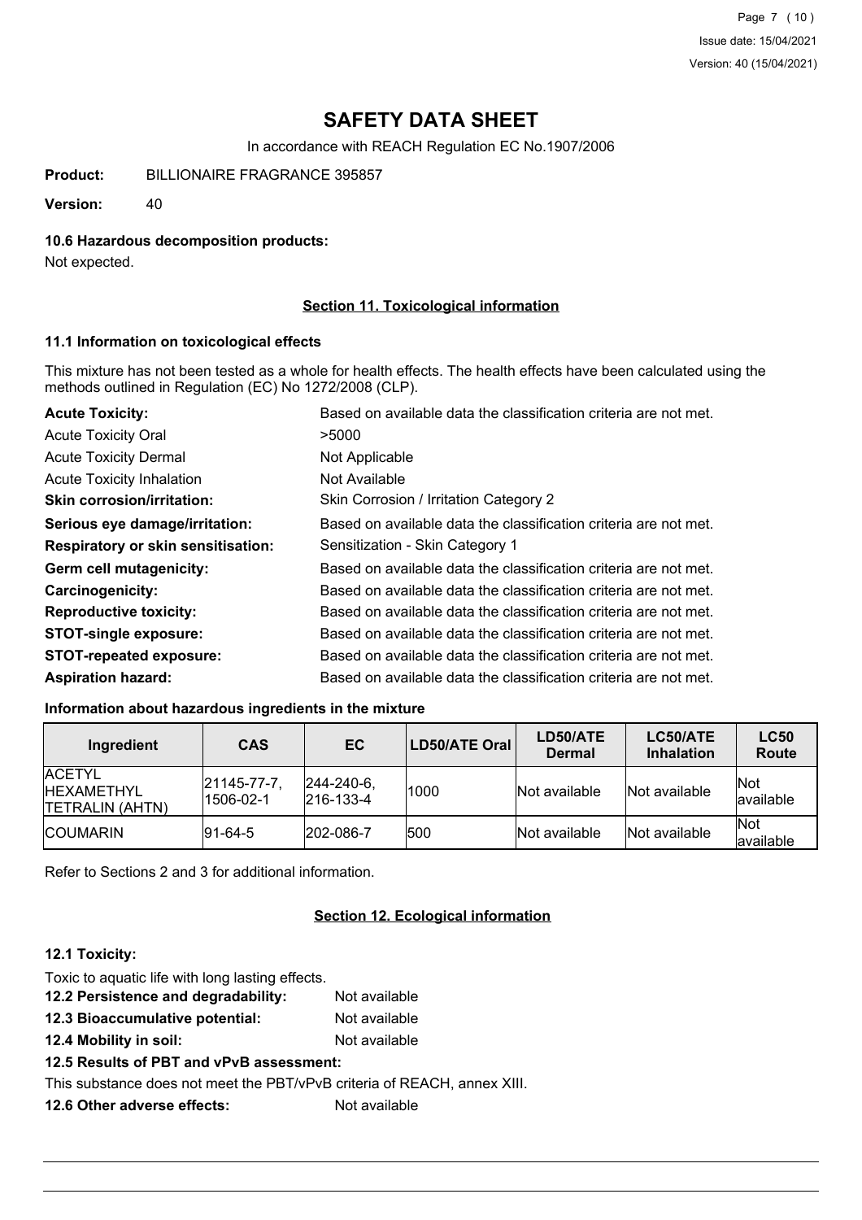# SAFETY DATA SHEET

In accordance with REACH Regulation EC No.1907/2006

**Product:** BILLIONAIRE FRAGRANCE 395857

**Version:** 40

### 10.6 Hazardous decomposition products:

Not expected.

## Section 11. Toxicological information

### 11.1 Information on toxicological effects

This mixture has not been tested as a whole for health effects. The health effects have been calculated using the methods outlined in Regulation (EC) No 1272/2008 (CLP).

| | |
|---|---|
| **Acute Toxicity:** | Based on available data the classification criteria are not met. |
| Acute Toxicity Oral | >5000 |
| Acute Toxicity Dermal | Not Applicable |
| Acute Toxicity Inhalation | Not Available |
| **Skin corrosion/irritation:** | Skin Corrosion / Irritation Category 2 |
| **Serious eye damage/irritation:** | Based on available data the classification criteria are not met. |
| **Respiratory or skin sensitisation:** | Sensitization - Skin Category 1 |
| **Germ cell mutagenicity:** | Based on available data the classification criteria are not met. |
| **Carcinogenicity:** | Based on available data the classification criteria are not met. |
| **Reproductive toxicity:** | Based on available data the classification criteria are not met. |
| **STOT-single exposure:** | Based on available data the classification criteria are not met. |
| **STOT-repeated exposure:** | Based on available data the classification criteria are not met. |
| **Aspiration hazard:** | Based on available data the classification criteria are not met. |

### Information about hazardous ingredients in the mixture

| Ingredient | CAS | EC | LD50/ATE Oral | LD50/ATE Dermal | LC50/ATE Inhalation | LC50 Route |
|---|---|---|---|---|---|---|
| ACETYL HEXAMETHYL TETRALIN (AHTN) | 21145-77-7, 1506-02-1 | 244-240-6, 216-133-4 | 1000 | Not available | Not available | Not available |
| COUMARIN | 91-64-5 | 202-086-7 | 500 | Not available | Not available | Not available |

Refer to Sections 2 and 3 for additional information.

## Section 12. Ecological information

### 12.1 Toxicity:

Toxic to aquatic life with long lasting effects.

**12.2 Persistence and degradability:** Not available

**12.3 Bioaccumulative potential:** Not available

**12.4 Mobility in soil:** Not available

**12.5 Results of PBT and vPvB assessment:**

This substance does not meet the PBT/vPvB criteria of REACH, annex XIII.

**12.6 Other adverse effects:** Not available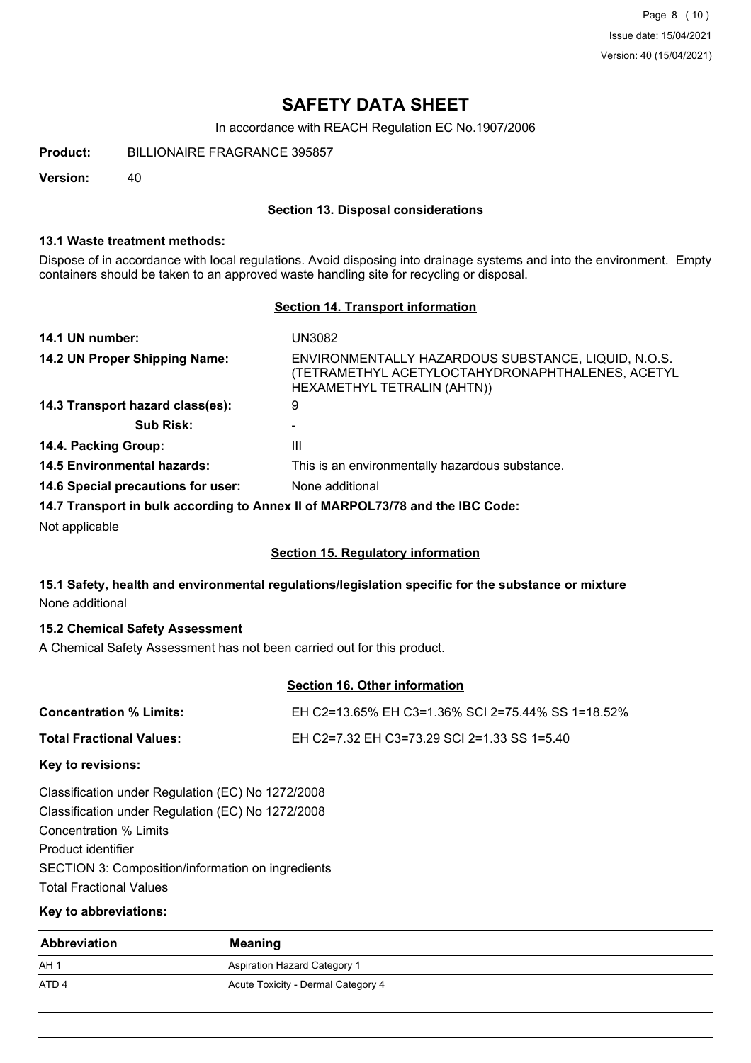# SAFETY DATA SHEET

In accordance with REACH Regulation EC No.1907/2006

**Product:** BILLIONAIRE FRAGRANCE 395857

**Version:** 40

## Section 13. Disposal considerations

### 13.1 Waste treatment methods:

Dispose of in accordance with local regulations. Avoid disposing into drainage systems and into the environment. Empty containers should be taken to an approved waste handling site for recycling or disposal.

## Section 14. Transport information

**14.1 UN number:** UN3082

**14.2 UN Proper Shipping Name:** ENVIRONMENTALLY HAZARDOUS SUBSTANCE, LIQUID, N.O.S. (TETRAMETHYL ACETYLOCTAHYDRONAPHTHALENES, ACETYL HEXAMETHYL TETRALIN (AHTN))

**14.3 Transport hazard class(es):** 9

**Sub Risk:** -

**14.4. Packing Group:** III

**14.5 Environmental hazards:** This is an environmentally hazardous substance.

**14.6 Special precautions for user:** None additional

**14.7 Transport in bulk according to Annex II of MARPOL73/78 and the IBC Code:**

Not applicable

## Section 15. Regulatory information

### 15.1 Safety, health and environmental regulations/legislation specific for the substance or mixture

None additional

### 15.2 Chemical Safety Assessment

A Chemical Safety Assessment has not been carried out for this product.

## Section 16. Other information

**Concentration % Limits:** EH C2=13.65% EH C3=1.36% SCI 2=75.44% SS 1=18.52%

**Total Fractional Values:** EH C2=7.32 EH C3=73.29 SCI 2=1.33 SS 1=5.40

**Key to revisions:**

Classification under Regulation (EC) No 1272/2008

Classification under Regulation (EC) No 1272/2008

Concentration % Limits

Product identifier

SECTION 3: Composition/information on ingredients

Total Fractional Values

**Key to abbreviations:**

| Abbreviation | Meaning |
|---|---|
| AH 1 | Aspiration Hazard Category 1 |
| ATD 4 | Acute Toxicity - Dermal Category 4 |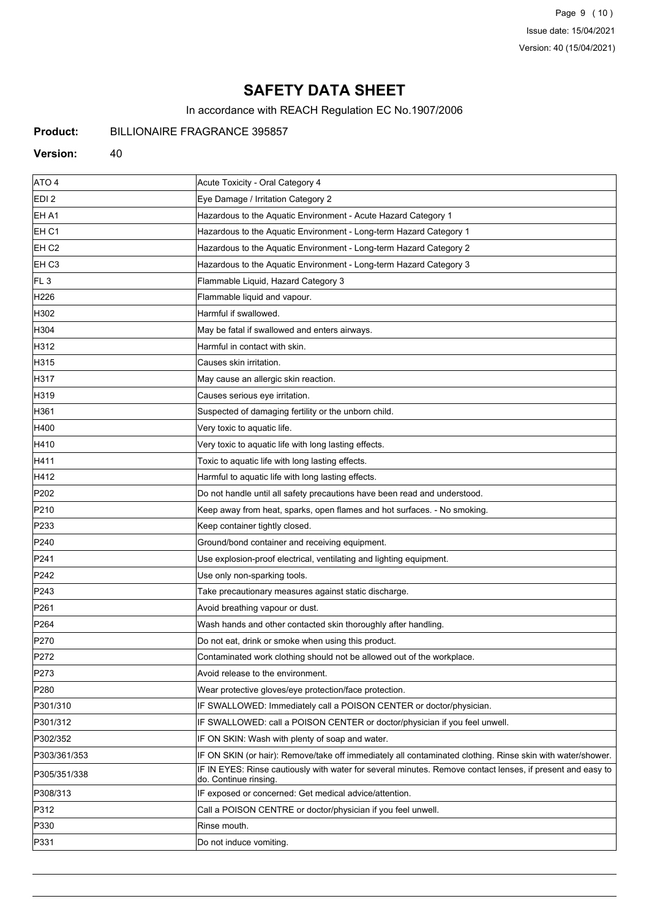# SAFETY DATA SHEET

In accordance with REACH Regulation EC No.1907/2006

**Product:** BILLIONAIRE FRAGRANCE 395857

**Version:** 40

| | |
|---|---|
| ATO 4 | Acute Toxicity - Oral Category 4 |
| EDI 2 | Eye Damage / Irritation Category 2 |
| EH A1 | Hazardous to the Aquatic Environment - Acute Hazard Category 1 |
| EH C1 | Hazardous to the Aquatic Environment - Long-term Hazard Category 1 |
| EH C2 | Hazardous to the Aquatic Environment - Long-term Hazard Category 2 |
| EH C3 | Hazardous to the Aquatic Environment - Long-term Hazard Category 3 |
| FL 3 | Flammable Liquid, Hazard Category 3 |
| H226 | Flammable liquid and vapour. |
| H302 | Harmful if swallowed. |
| H304 | May be fatal if swallowed and enters airways. |
| H312 | Harmful in contact with skin. |
| H315 | Causes skin irritation. |
| H317 | May cause an allergic skin reaction. |
| H319 | Causes serious eye irritation. |
| H361 | Suspected of damaging fertility or the unborn child. |
| H400 | Very toxic to aquatic life. |
| H410 | Very toxic to aquatic life with long lasting effects. |
| H411 | Toxic to aquatic life with long lasting effects. |
| H412 | Harmful to aquatic life with long lasting effects. |
| P202 | Do not handle until all safety precautions have been read and understood. |
| P210 | Keep away from heat, sparks, open flames and hot surfaces. - No smoking. |
| P233 | Keep container tightly closed. |
| P240 | Ground/bond container and receiving equipment. |
| P241 | Use explosion-proof electrical, ventilating and lighting equipment. |
| P242 | Use only non-sparking tools. |
| P243 | Take precautionary measures against static discharge. |
| P261 | Avoid breathing vapour or dust. |
| P264 | Wash hands and other contacted skin thoroughly after handling. |
| P270 | Do not eat, drink or smoke when using this product. |
| P272 | Contaminated work clothing should not be allowed out of the workplace. |
| P273 | Avoid release to the environment. |
| P280 | Wear protective gloves/eye protection/face protection. |
| P301/310 | IF SWALLOWED: Immediately call a POISON CENTER or doctor/physician. |
| P301/312 | IF SWALLOWED: call a POISON CENTER or doctor/physician if you feel unwell. |
| P302/352 | IF ON SKIN: Wash with plenty of soap and water. |
| P303/361/353 | IF ON SKIN (or hair): Remove/take off immediately all contaminated clothing. Rinse skin with water/shower. |
| P305/351/338 | IF IN EYES: Rinse cautiously with water for several minutes. Remove contact lenses, if present and easy to do. Continue rinsing. |
| P308/313 | IF exposed or concerned: Get medical advice/attention. |
| P312 | Call a POISON CENTRE or doctor/physician if you feel unwell. |
| P330 | Rinse mouth. |
| P331 | Do not induce vomiting. |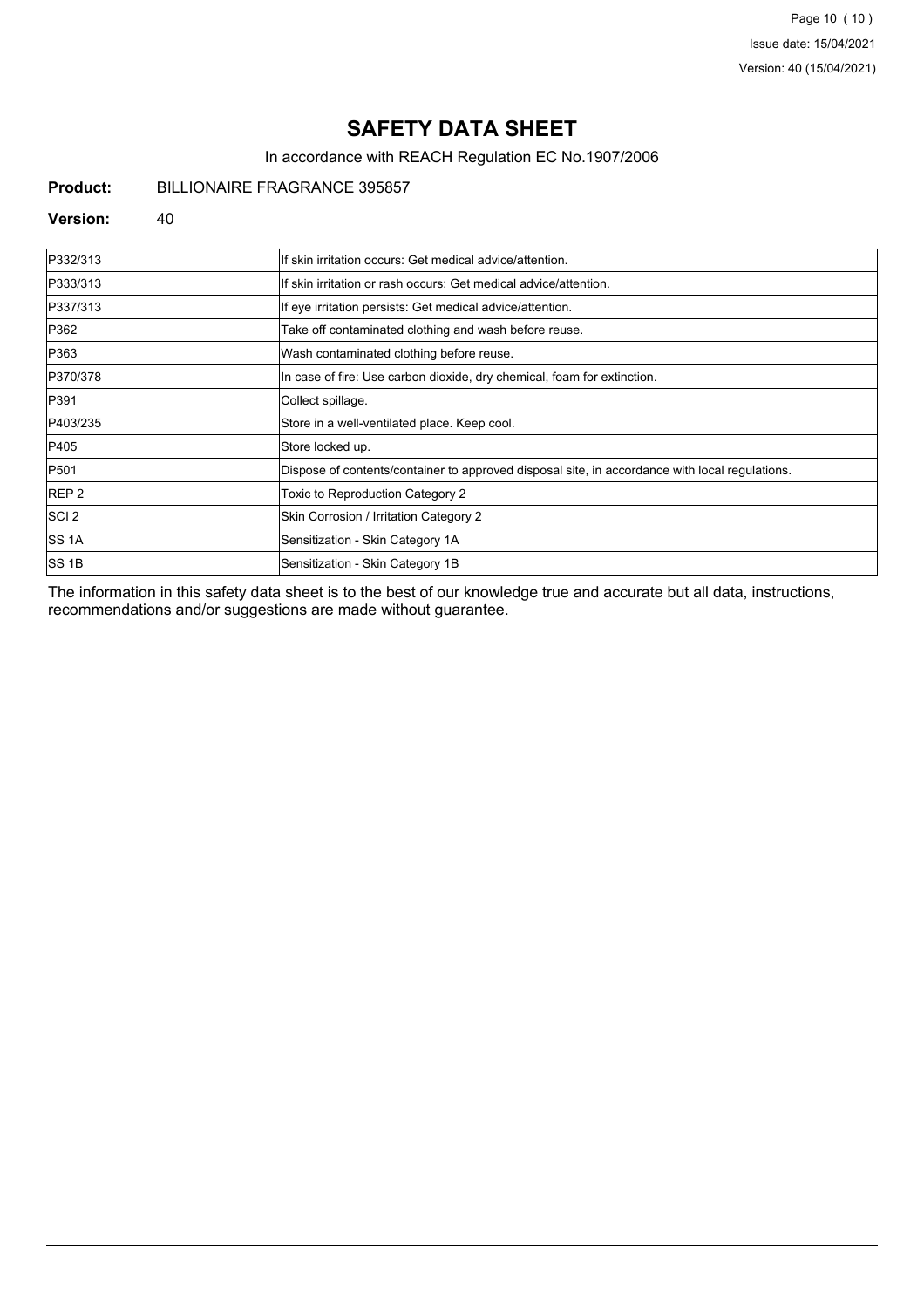# SAFETY DATA SHEET

In accordance with REACH Regulation EC No.1907/2006

**Product:** BILLIONAIRE FRAGRANCE 395857

**Version:** 40

| | |
|---|---|
| P332/313 | If skin irritation occurs: Get medical advice/attention. |
| P333/313 | If skin irritation or rash occurs: Get medical advice/attention. |
| P337/313 | If eye irritation persists: Get medical advice/attention. |
| P362 | Take off contaminated clothing and wash before reuse. |
| P363 | Wash contaminated clothing before reuse. |
| P370/378 | In case of fire: Use carbon dioxide, dry chemical, foam for extinction. |
| P391 | Collect spillage. |
| P403/235 | Store in a well-ventilated place. Keep cool. |
| P405 | Store locked up. |
| P501 | Dispose of contents/container to approved disposal site, in accordance with local regulations. |
| REP 2 | Toxic to Reproduction Category 2 |
| SCI 2 | Skin Corrosion / Irritation Category 2 |
| SS 1A | Sensitization - Skin Category 1A |
| SS 1B | Sensitization - Skin Category 1B |

The information in this safety data sheet is to the best of our knowledge true and accurate but all data, instructions, recommendations and/or suggestions are made without guarantee.